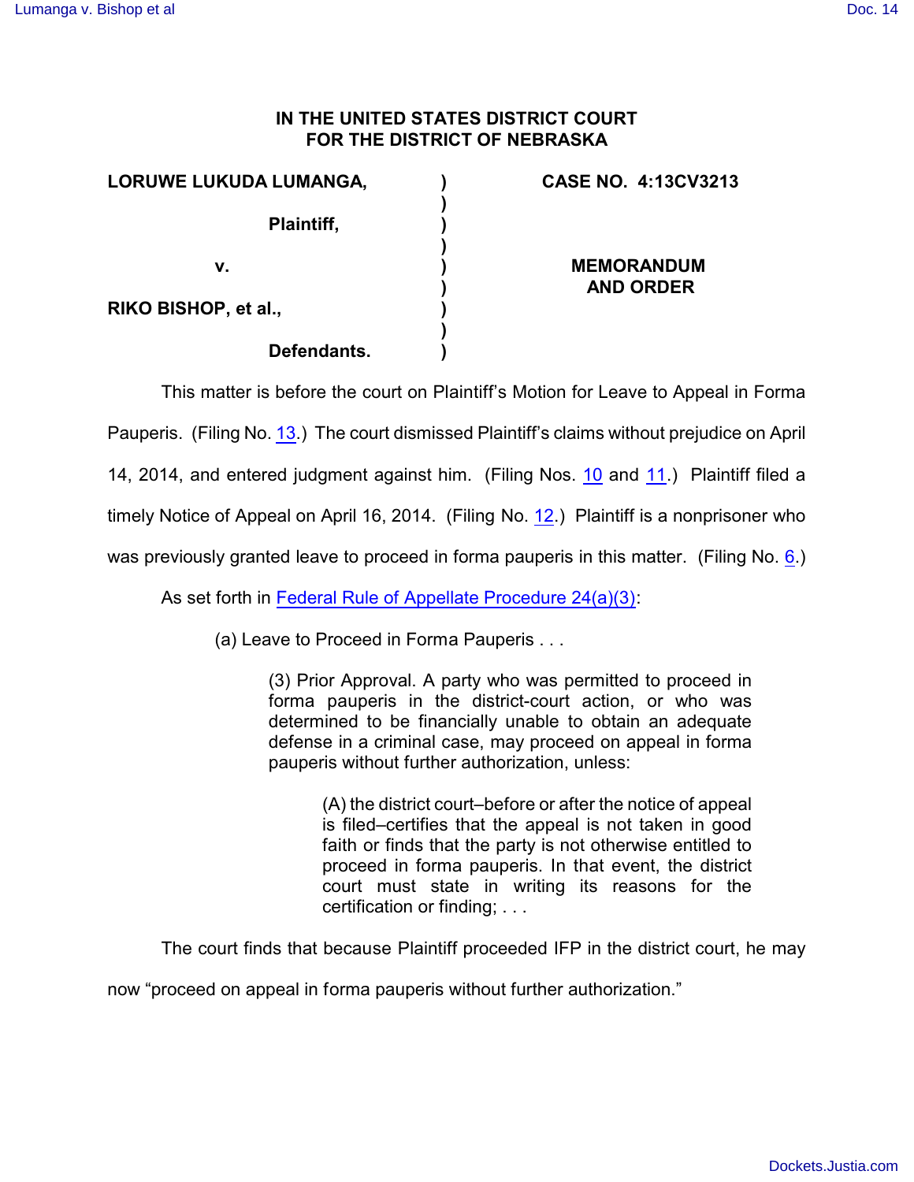**IN THE UNITED STATES DISTRICT COURT**
**FOR THE DISTRICT OF NEBRASKA**

| | | |
|---|---|---|
| **LORUWE LUKUDA LUMANGA,** | ) | **CASE NO. 4:13CV3213** |
| | ) | |
| **Plaintiff,** | ) | |
| | ) | |
| **v.** | ) | **MEMORANDUM AND ORDER** |
| | ) | |
| **RIKO BISHOP, et al.,** | ) | |
| | ) | |
| **Defendants.** | ) | |

This matter is before the court on Plaintiff's Motion for Leave to Appeal in Forma Pauperis. (Filing No. 13.) The court dismissed Plaintiff's claims without prejudice on April 14, 2014, and entered judgment against him. (Filing Nos. 10 and 11.) Plaintiff filed a timely Notice of Appeal on April 16, 2014. (Filing No. 12.) Plaintiff is a nonprisoner who was previously granted leave to proceed in forma pauperis in this matter. (Filing No. 6.)

As set forth in Federal Rule of Appellate Procedure 24(a)(3):

> (a) Leave to Proceed in Forma Pauperis . . .
>
> > (3) Prior Approval. A party who was permitted to proceed in forma pauperis in the district-court action, or who was determined to be financially unable to obtain an adequate defense in a criminal case, may proceed on appeal in forma pauperis without further authorization, unless:
> >
> > > (A) the district court–before or after the notice of appeal is filed–certifies that the appeal is not taken in good faith or finds that the party is not otherwise entitled to proceed in forma pauperis. In that event, the district court must state in writing its reasons for the certification or finding; . . .

The court finds that because Plaintiff proceeded IFP in the district court, he may now "proceed on appeal in forma pauperis without further authorization."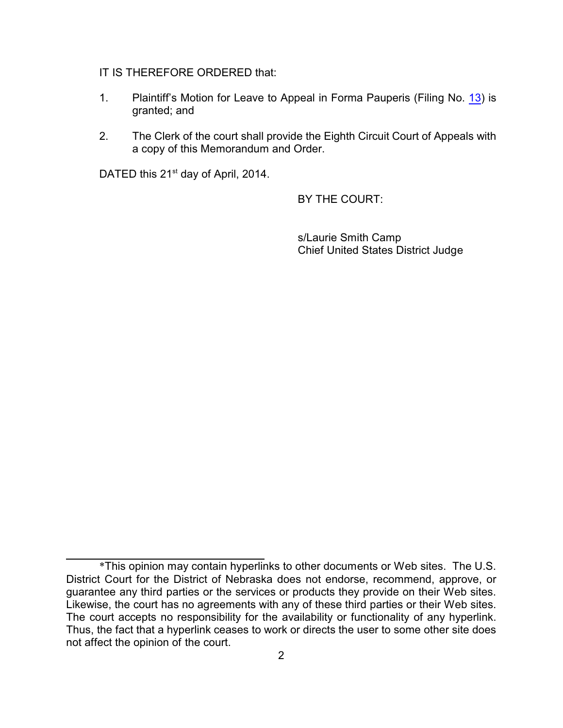IT IS THEREFORE ORDERED that:

1. Plaintiff's Motion for Leave to Appeal in Forma Pauperis (Filing No. 13) is granted; and

2. The Clerk of the court shall provide the Eighth Circuit Court of Appeals with a copy of this Memorandum and Order.

DATED this 21st day of April, 2014.

BY THE COURT:

s/Laurie Smith Camp
Chief United States District Judge

---

*This opinion may contain hyperlinks to other documents or Web sites. The U.S. District Court for the District of Nebraska does not endorse, recommend, approve, or guarantee any third parties or the services or products they provide on their Web sites. Likewise, the court has no agreements with any of these third parties or their Web sites. The court accepts no responsibility for the availability or functionality of any hyperlink. Thus, the fact that a hyperlink ceases to work or directs the user to some other site does not affect the opinion of the court.